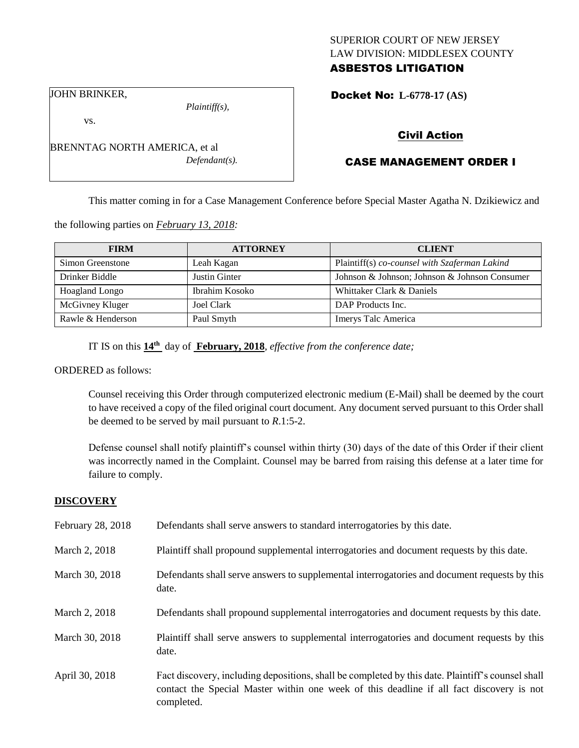SUPERIOR COURT OF NEW JERSEY
LAW DIVISION: MIDDLESEX COUNTY
**ASBESTOS LITIGATION**

JOHN BRINKER,
*Plaintiff(s),*
vs.
BRENNTAG NORTH AMERICA, et al
*Defendant(s).*

**Docket No: L-6778-17 (AS)**

**Civil Action**

**CASE MANAGEMENT ORDER I**

This matter coming in for a Case Management Conference before Special Master Agatha N. Dzikiewicz and the following parties on *February 13, 2018:*

| FIRM | ATTORNEY | CLIENT |
|---|---|---|
| Simon Greenstone | Leah Kagan | Plaintiff(s) *co-counsel with Szaferman Lakind* |
| Drinker Biddle | Justin Ginter | Johnson & Johnson; Johnson & Johnson Consumer |
| Hoagland Longo | Ibrahim Kosoko | Whittaker Clark & Daniels |
| McGivney Kluger | Joel Clark | DAP Products Inc. |
| Rawle & Henderson | Paul Smyth | Imerys Talc America |

IT IS on this **14th** day of **February, 2018**, *effective from the conference date;*

ORDERED as follows:

Counsel receiving this Order through computerized electronic medium (E-Mail) shall be deemed by the court to have received a copy of the filed original court document. Any document served pursuant to this Order shall be deemed to be served by mail pursuant to *R*.1:5-2.

Defense counsel shall notify plaintiff's counsel within thirty (30) days of the date of this Order if their client was incorrectly named in the Complaint. Counsel may be barred from raising this defense at a later time for failure to comply.

## DISCOVERY

February 28, 2018 — Defendants shall serve answers to standard interrogatories by this date.

March 2, 2018 — Plaintiff shall propound supplemental interrogatories and document requests by this date.

March 30, 2018 — Defendants shall serve answers to supplemental interrogatories and document requests by this date.

March 2, 2018 — Defendants shall propound supplemental interrogatories and document requests by this date.

March 30, 2018 — Plaintiff shall serve answers to supplemental interrogatories and document requests by this date.

April 30, 2018 — Fact discovery, including depositions, shall be completed by this date. Plaintiff's counsel shall contact the Special Master within one week of this deadline if all fact discovery is not completed.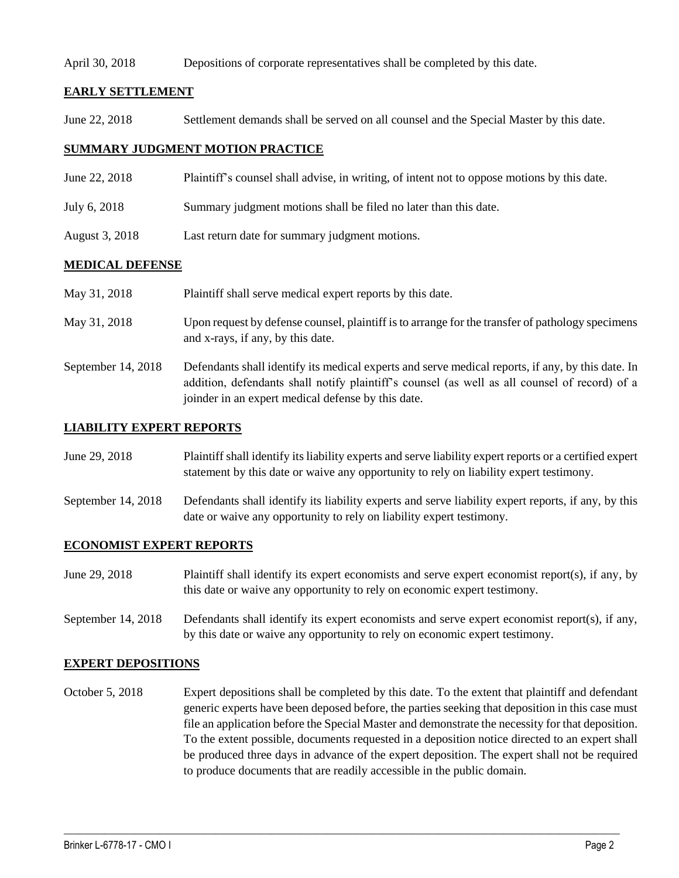| | |
|---|---|
| April 30, 2018 | Depositions of corporate representatives shall be completed by this date. |

## EARLY SETTLEMENT

| | |
|---|---|
| June 22, 2018 | Settlement demands shall be served on all counsel and the Special Master by this date. |

## SUMMARY JUDGMENT MOTION PRACTICE

| | |
|---|---|
| June 22, 2018 | Plaintiff's counsel shall advise, in writing, of intent not to oppose motions by this date. |
| July 6, 2018 | Summary judgment motions shall be filed no later than this date. |
| August 3, 2018 | Last return date for summary judgment motions. |

## MEDICAL DEFENSE

| | |
|---|---|
| May 31, 2018 | Plaintiff shall serve medical expert reports by this date. |
| May 31, 2018 | Upon request by defense counsel, plaintiff is to arrange for the transfer of pathology specimens and x-rays, if any, by this date. |
| September 14, 2018 | Defendants shall identify its medical experts and serve medical reports, if any, by this date. In addition, defendants shall notify plaintiff's counsel (as well as all counsel of record) of a joinder in an expert medical defense by this date. |

## LIABILITY EXPERT REPORTS

| | |
|---|---|
| June 29, 2018 | Plaintiff shall identify its liability experts and serve liability expert reports or a certified expert statement by this date or waive any opportunity to rely on liability expert testimony. |
| September 14, 2018 | Defendants shall identify its liability experts and serve liability expert reports, if any, by this date or waive any opportunity to rely on liability expert testimony. |

## ECONOMIST EXPERT REPORTS

| | |
|---|---|
| June 29, 2018 | Plaintiff shall identify its expert economists and serve expert economist report(s), if any, by this date or waive any opportunity to rely on economic expert testimony. |
| September 14, 2018 | Defendants shall identify its expert economists and serve expert economist report(s), if any, by this date or waive any opportunity to rely on economic expert testimony. |

## EXPERT DEPOSITIONS

| | |
|---|---|
| October 5, 2018 | Expert depositions shall be completed by this date. To the extent that plaintiff and defendant generic experts have been deposed before, the parties seeking that deposition in this case must file an application before the Special Master and demonstrate the necessity for that deposition. To the extent possible, documents requested in a deposition notice directed to an expert shall be produced three days in advance of the expert deposition. The expert shall not be required to produce documents that are readily accessible in the public domain. |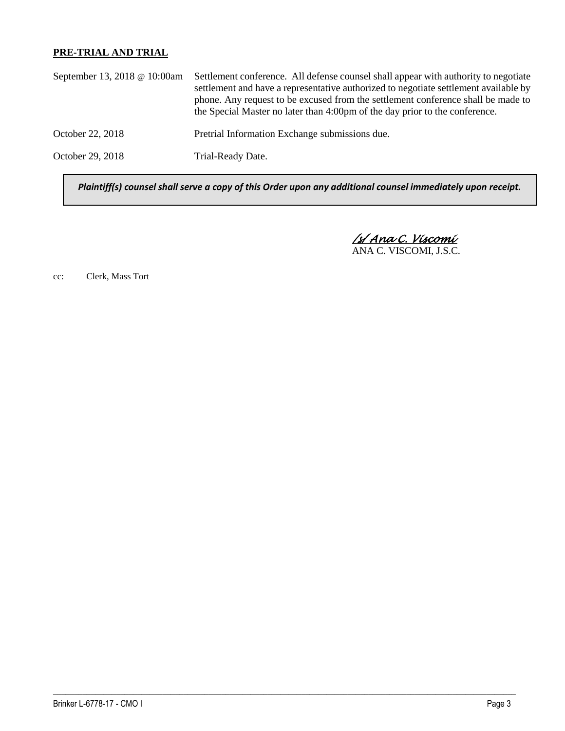**PRE-TRIAL AND TRIAL**

| | |
|---|---|
| September 13, 2018 @ 10:00am | Settlement conference. All defense counsel shall appear with authority to negotiate settlement and have a representative authorized to negotiate settlement available by phone. Any request to be excused from the settlement conference shall be made to the Special Master no later than 4:00pm of the day prior to the conference. |
| October 22, 2018 | Pretrial Information Exchange submissions due. |
| October 29, 2018 | Trial-Ready Date. |

***Plaintiff(s) counsel shall serve a copy of this Order upon any additional counsel immediately upon receipt.***

/s/ Ana C. Viscomi
ANA C. VISCOMI, J.S.C.

cc: Clerk, Mass Tort